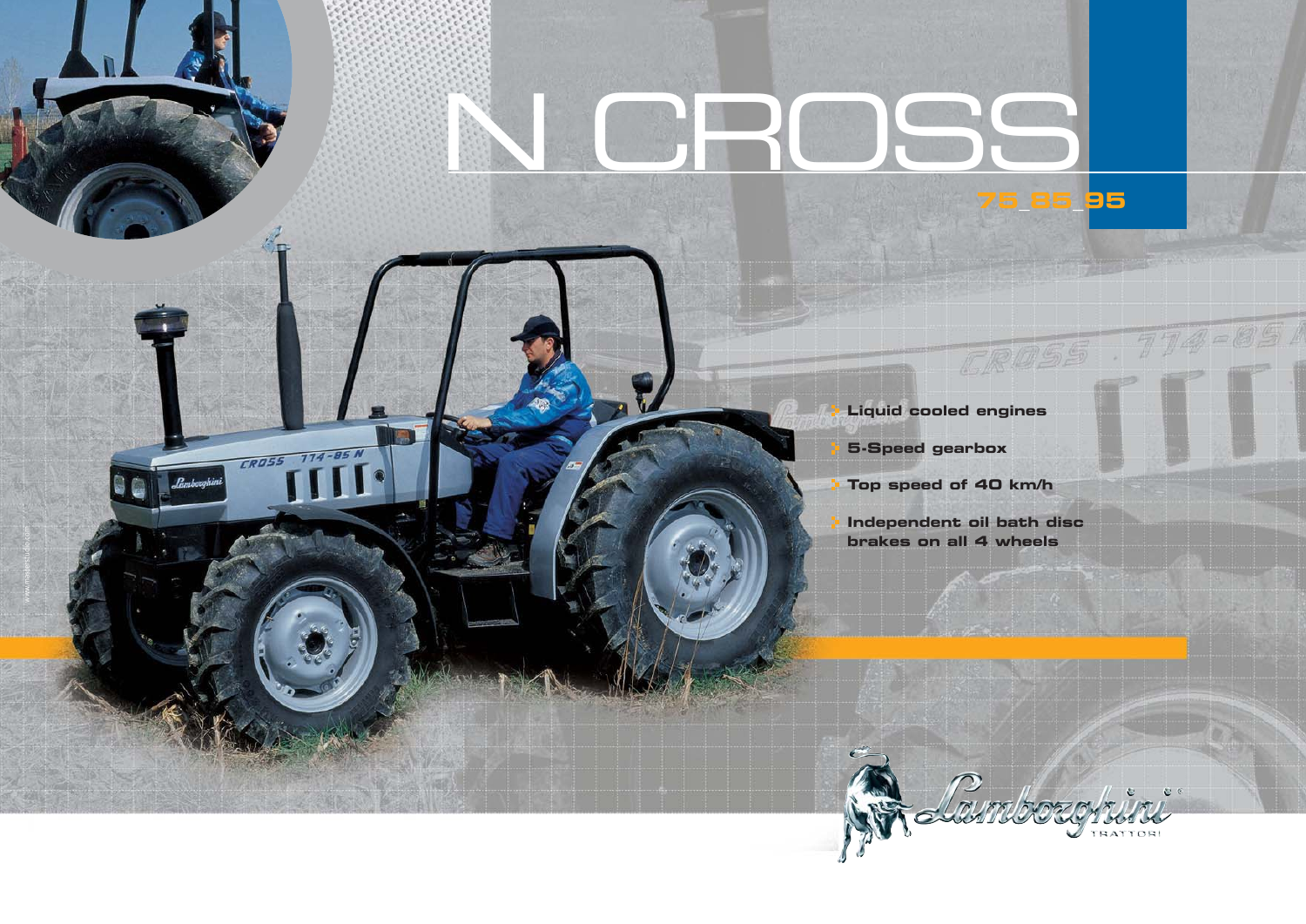# N CROSS

## 75_85_95

- Liquid cooled engines
- 5-Speed gearbox
- Top speed of 40 km/h
- Independent oil bath disc brakes on all 4 wheels

Lamborghini TRATTORI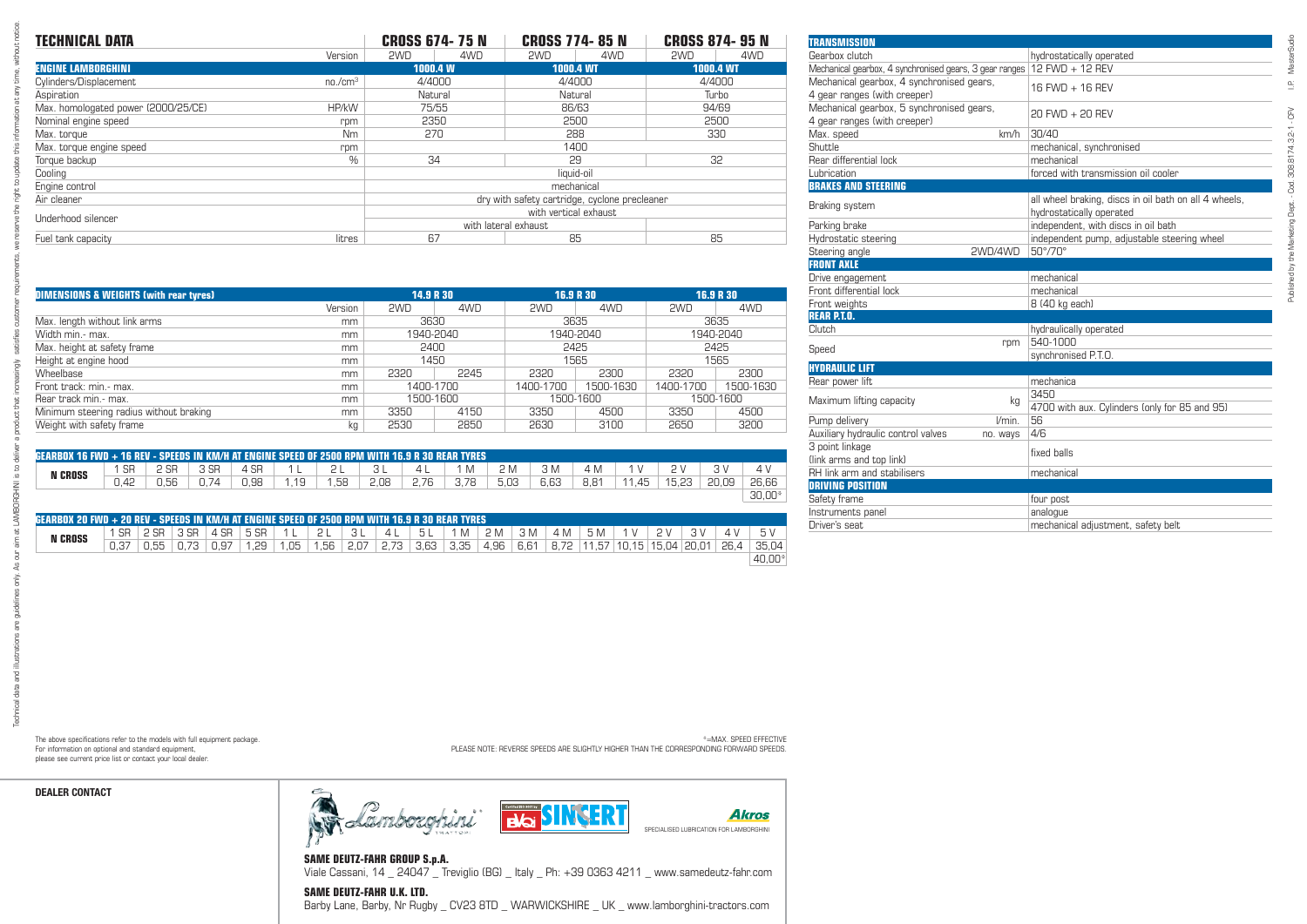## TECHNICAL DATA

| | | CROSS 674- 75 N | | CROSS 774- 85 N | | CROSS 874- 95 N | |
|---|---|---|---|---|---|---|---|
| | Version | 2WD | 4WD | 2WD | 4WD | 2WD | 4WD |
| **ENGINE LAMBORGHINI** | | 1000.4 W | | 1000.4 WT | | 1000.4 WT | |
| Cylinders/Displacement | no./cm³ | 4/4000 | | 4/4000 | | 4/4000 | |
| Aspiration | | Natural | | Natural | | Turbo | |
| Max. homologated power (2000/25/CE) | HP/kW | 75/55 | | 86/63 | | 94/69 | |
| Nominal engine speed | rpm | 2350 | | 2500 | | 2500 | |
| Max. torque | Nm | 270 | | 288 | | 330 | |
| Max. torque engine speed | rpm | 1400 | | | | | |
| Torque backup | % | 34 | | 29 | | 32 | |
| Cooling | | liquid-oil | | | | | |
| Engine control | | mechanical | | | | | |
| Air cleaner | | dry with safety cartridge, cyclone precleaner | | | | | |
| Underhood silencer | | with vertical exhaust | | | | | |
| | | with lateral exhaust | | | | | |
| Fuel tank capacity | litres | 67 | | 85 | | 85 | |

## DIMENSIONS & WEIGHTS (with rear tyres)

| | | 14.9 R 30 | | 16.9 R 30 | | 16.9 R 30 | |
|---|---|---|---|---|---|---|---|
| | Version | 2WD | 4WD | 2WD | 4WD | 2WD | 4WD |
| Max. length without link arms | mm | 3630 | | 3635 | | 3635 | |
| Width min.- max. | mm | 1940-2040 | | 1940-2040 | | 1940-2040 | |
| Max. height at safety frame | mm | 2400 | | 2425 | | 2425 | |
| Height at engine hood | mm | 1450 | | 1565 | | 1565 | |
| Wheelbase | mm | 2320 | 2245 | 2320 | 2300 | 2320 | 2300 |
| Front track: min.- max. | mm | 1400-1700 | | 1400-1700 | 1500-1630 | 1400-1700 | 1500-1630 |
| Rear track min.- max. | mm | 1500-1600 | | 1500-1600 | | 1500-1600 | |
| Minimum steering radius without braking | mm | 3350 | 4150 | 3350 | 4500 | 3350 | 4500 |
| Weight with safety frame | kg | 2530 | 2850 | 2630 | 3100 | 2650 | 3200 |

## GEARBOX 16 FWD + 16 REV - SPEEDS IN KM/H AT ENGINE SPEED OF 2500 RPM WITH 16.9 R 30 REAR TYRES

| | 1 SR | 2 SR | 3 SR | 4 SR | 1 L | 2 L | 3 L | 4 L | 1 M | 2 M | 3 M | 4 M | 1 V | 2 V | 3 V | 4 V |
|---|---|---|---|---|---|---|---|---|---|---|---|---|---|---|---|---|
| N CROSS | 0,42 | 0,56 | 0,74 | 0,98 | 1,19 | 1,58 | 2,08 | 2,76 | 3,78 | 5,03 | 6,63 | 8,81 | 11,45 | 15,23 | 20,09 | 26,66 |
| | | | | | | | | | | | | | | | | 30,00* |

## GEARBOX 20 FWD + 20 REV - SPEEDS IN KM/H AT ENGINE SPEED OF 2500 RPM WITH 16.9 R 30 REAR TYRES

| | 1 SR | 2 SR | 3 SR | 4 SR | 5 SR | 1 L | 2 L | 3 L | 4 L | 5 L | 1 M | 2 M | 3 M | 4 M | 5 M | 1 V | 2 V | 3 V | 4 V | 5 V |
|---|---|---|---|---|---|---|---|---|---|---|---|---|---|---|---|---|---|---|---|---|
| N CROSS | 0,37 | 0,55 | 0,73 | 0,97 | 1,29 | 1,05 | 1,56 | 2,07 | 2,73 | 3,63 | 3,35 | 4,96 | 6,61 | 8,72 | 11,57 | 10,15 | 15,04 | 20,01 | 26,4 | 35,04 |
| | | | | | | | | | | | | | | | | | | | | 40,00* |

The above specifications refer to the models with full equipment package.
For information on optional and standard equipment,
please see current price list or contact your local dealer.

*=MAX. SPEED EFFECTIVE
PLEASE NOTE: REVERSE SPEEDS ARE SLIGHTLY HIGHER THAN THE CORRESPONDING FORWARD SPEEDS.

| | | |
|---|---|---|
| **TRANSMISSION** | | |
| Gearbox clutch | | hydrostatically operated |
| Mechanical gearbox, 4 synchronised gears, 3 gear ranges | | 12 FWD + 12 REV |
| Mechanical gearbox, 4 synchronised gears, 4 gear ranges (with creeper) | | 16 FWD + 16 REV |
| Mechanical gearbox, 5 synchronised gears, 4 gear ranges (with creeper) | | 20 FWD + 20 REV |
| Max. speed | km/h | 30/40 |
| Shuttle | | mechanical, synchronised |
| Rear differential lock | | mechanical |
| Lubrication | | forced with transmission oil cooler |
| **BRAKES AND STEERING** | | |
| Braking system | | all wheel braking, discs in oil bath on all 4 wheels, hydrostatically operated |
| Parking brake | | independent, with discs in oil bath |
| Hydrostatic steering | | independent pump, adjustable steering wheel |
| Steering angle | 2WD/4WD | 50°/70° |
| **FRONT AXLE** | | |
| Drive engagement | | mechanical |
| Front differential lock | | mechanical |
| Front weights | | 8 (40 kg each) |
| **REAR P.T.O.** | | |
| Clutch | | hydraulically operated |
| Speed | rpm | 540-1000 |
| | | synchronised P.T.O. |
| **HYDRAULIC LIFT** | | |
| Rear power lift | | mechanica |
| Maximum lifting capacity | kg | 3450 |
| | | 4700 with aux. Cylinders (only for 85 and 95) |
| Pump delivery | l/min. | 56 |
| Auxiliary hydraulic control valves | no. ways | 4/6 |
| 3 point linkage (link arms and top link) | | fixed balls |
| RH link arm and stabilisers | | mechanical |
| **DRIVING POSITION** | | |
| Safety frame | | four post |
| Instruments panel | | analogue |
| Driver's seat | | mechanical adjustment, safety belt |

**DEALER CONTACT**

Akros
SPECIALISED LUBRICATION FOR LAMBORGHINI

**SAME DEUTZ-FAHR GROUP S.p.A.**
Viale Cassani, 14 _ 24047 _ Treviglio (BG) _ Italy _ Ph: +39 0363 4211 _ www.samedeutz-fahr.com

**SAME DEUTZ-FAHR U.K. LTD.**
Barby Lane, Barby, Nr Rugby _ CV23 8TD _ WARWICKSHIRE _ UK _ www.lamborghini-tractors.com

Technical data and illustrations are guidelines only. As our aim at LAMBORGHINI is to deliver a product that increasingly satisfies customer requirements, we reserve the right to update this information at any time, without notice.

Published by the Marketing Dept. - Cod. 308.8174.3.2-1 - CPV I.P. MasterStudio